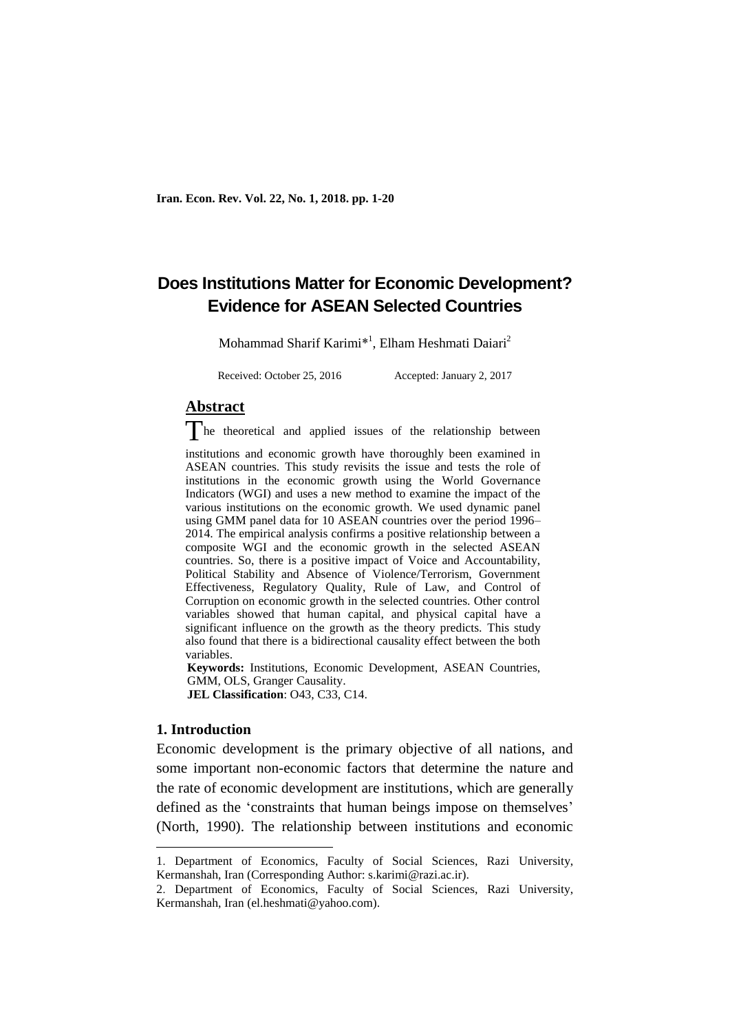# Does Institutions Matter for Economic Development? Evidence for ASEAN Selected Countries

Mohammad Sharif Karimi*[1], Elham Heshmati Daiari[2]

Received: October 25, 2016 Accepted: January 2, 2017

## Abstract

The theoretical and applied issues of the relationship between institutions and economic growth have thoroughly been examined in ASEAN countries. This study revisits the issue and tests the role of institutions in the economic growth using the World Governance Indicators (WGI) and uses a new method to examine the impact of the various institutions on the economic growth. We used dynamic panel using GMM panel data for 10 ASEAN countries over the period 1996–2014. The empirical analysis confirms a positive relationship between a composite WGI and the economic growth in the selected ASEAN countries. So, there is a positive impact of Voice and Accountability, Political Stability and Absence of Violence/Terrorism, Government Effectiveness, Regulatory Quality, Rule of Law, and Control of Corruption on economic growth in the selected countries. Other control variables showed that human capital, and physical capital have a significant influence on the growth as the theory predicts. This study also found that there is a bidirectional causality effect between the both variables.

**Keywords:** Institutions, Economic Development, ASEAN Countries, GMM, OLS, Granger Causality.

**JEL Classification**: O43, C33, C14.

### 1. Introduction

Economic development is the primary objective of all nations, and some important non-economic factors that determine the nature and the rate of economic development are institutions, which are generally defined as the 'constraints that human beings impose on themselves' (North, 1990). The relationship between institutions and economic

---

1. Department of Economics, Faculty of Social Sciences, Razi University, Kermanshah, Iran (Corresponding Author: s.karimi@razi.ac.ir).

2. Department of Economics, Faculty of Social Sciences, Razi University, Kermanshah, Iran (el.heshmati@yahoo.com).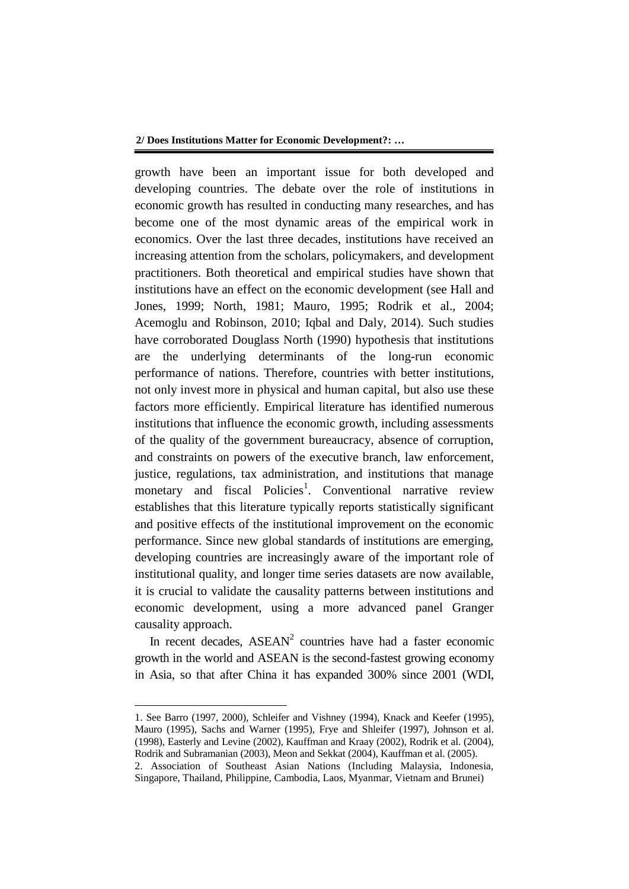growth have been an important issue for both developed and developing countries. The debate over the role of institutions in economic growth has resulted in conducting many researches, and has become one of the most dynamic areas of the empirical work in economics. Over the last three decades, institutions have received an increasing attention from the scholars, policymakers, and development practitioners. Both theoretical and empirical studies have shown that institutions have an effect on the economic development (see Hall and Jones, 1999; North, 1981; Mauro, 1995; Rodrik et al., 2004; Acemoglu and Robinson, 2010; Iqbal and Daly, 2014). Such studies have corroborated Douglass North (1990) hypothesis that institutions are the underlying determinants of the long-run economic performance of nations. Therefore, countries with better institutions, not only invest more in physical and human capital, but also use these factors more efficiently. Empirical literature has identified numerous institutions that influence the economic growth, including assessments of the quality of the government bureaucracy, absence of corruption, and constraints on powers of the executive branch, law enforcement, justice, regulations, tax administration, and institutions that manage monetary and fiscal Policies[1]. Conventional narrative review establishes that this literature typically reports statistically significant and positive effects of the institutional improvement on the economic performance. Since new global standards of institutions are emerging, developing countries are increasingly aware of the important role of institutional quality, and longer time series datasets are now available, it is crucial to validate the causality patterns between institutions and economic development, using a more advanced panel Granger causality approach.

In recent decades, ASEAN[2] countries have had a faster economic growth in the world and ASEAN is the second-fastest growing economy in Asia, so that after China it has expanded 300% since 2001 (WDI,

---

1. See Barro (1997, 2000), Schleifer and Vishney (1994), Knack and Keefer (1995), Mauro (1995), Sachs and Warner (1995), Frye and Shleifer (1997), Johnson et al. (1998), Easterly and Levine (2002), Kauffman and Kraay (2002), Rodrik et al. (2004), Rodrik and Subramanian (2003), Meon and Sekkat (2004), Kauffman et al. (2005).

2. Association of Southeast Asian Nations (Including Malaysia, Indonesia, Singapore, Thailand, Philippine, Cambodia, Laos, Myanmar, Vietnam and Brunei)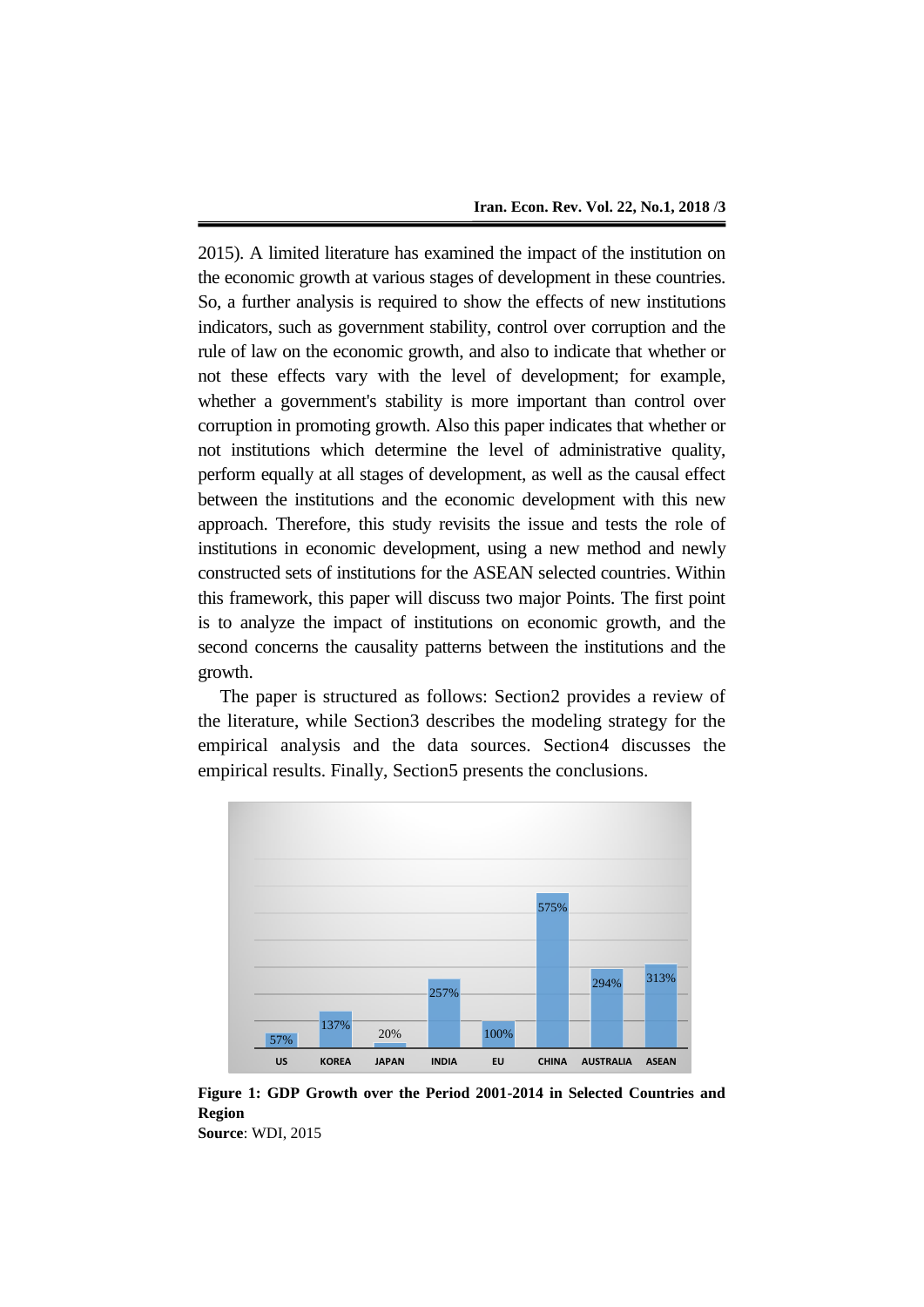2015). A limited literature has examined the impact of the institution on the economic growth at various stages of development in these countries. So, a further analysis is required to show the effects of new institutions indicators, such as government stability, control over corruption and the rule of law on the economic growth, and also to indicate that whether or not these effects vary with the level of development; for example, whether a government's stability is more important than control over corruption in promoting growth. Also this paper indicates that whether or not institutions which determine the level of administrative quality, perform equally at all stages of development, as well as the causal effect between the institutions and the economic development with this new approach. Therefore, this study revisits the issue and tests the role of institutions in economic development, using a new method and newly constructed sets of institutions for the ASEAN selected countries. Within this framework, this paper will discuss two major Points. The first point is to analyze the impact of institutions on economic growth, and the second concerns the causality patterns between the institutions and the growth.

The paper is structured as follows: Section2 provides a review of the literature, while Section3 describes the modeling strategy for the empirical analysis and the data sources. Section4 discusses the empirical results. Finally, Section5 presents the conclusions.

| US | KOREA | JAPAN | INDIA | EU | CHINA | AUSTRALIA | ASEAN |
|---|---|---|---|---|---|---|---|
| 57% | 137% | 20% | 257% | 100% | 575% | 294% | 313% |

**Figure 1: GDP Growth over the Period 2001-2014 in Selected Countries and Region**

**Source**: WDI, 2015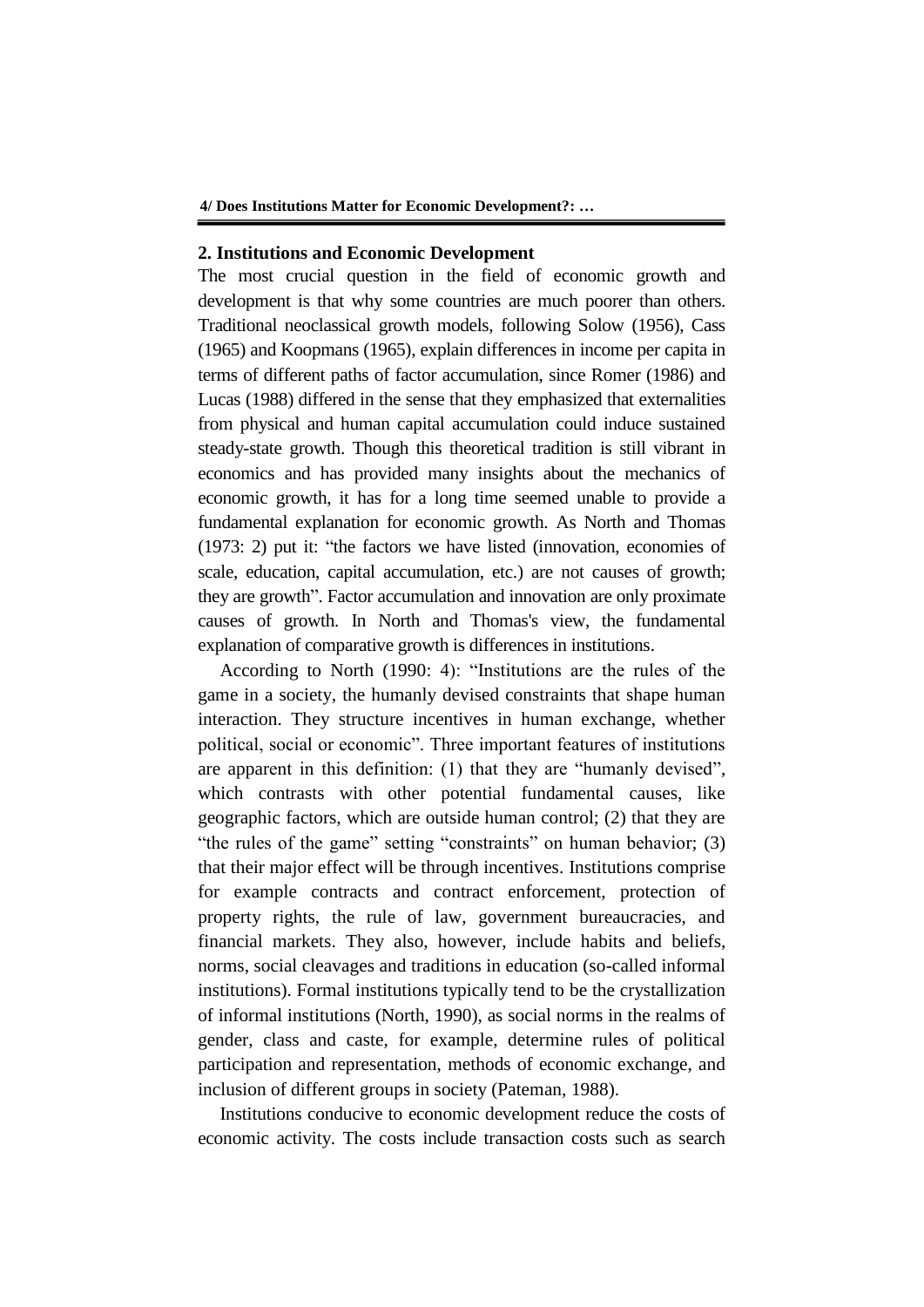## 2. Institutions and Economic Development

The most crucial question in the field of economic growth and development is that why some countries are much poorer than others. Traditional neoclassical growth models, following Solow (1956), Cass (1965) and Koopmans (1965), explain differences in income per capita in terms of different paths of factor accumulation, since Romer (1986) and Lucas (1988) differed in the sense that they emphasized that externalities from physical and human capital accumulation could induce sustained steady-state growth. Though this theoretical tradition is still vibrant in economics and has provided many insights about the mechanics of economic growth, it has for a long time seemed unable to provide a fundamental explanation for economic growth. As North and Thomas (1973: 2) put it: "the factors we have listed (innovation, economies of scale, education, capital accumulation, etc.) are not causes of growth; they are growth". Factor accumulation and innovation are only proximate causes of growth. In North and Thomas's view, the fundamental explanation of comparative growth is differences in institutions.

According to North (1990: 4): "Institutions are the rules of the game in a society, the humanly devised constraints that shape human interaction. They structure incentives in human exchange, whether political, social or economic". Three important features of institutions are apparent in this definition: (1) that they are "humanly devised", which contrasts with other potential fundamental causes, like geographic factors, which are outside human control; (2) that they are "the rules of the game" setting "constraints" on human behavior; (3) that their major effect will be through incentives. Institutions comprise for example contracts and contract enforcement, protection of property rights, the rule of law, government bureaucracies, and financial markets. They also, however, include habits and beliefs, norms, social cleavages and traditions in education (so-called informal institutions). Formal institutions typically tend to be the crystallization of informal institutions (North, 1990), as social norms in the realms of gender, class and caste, for example, determine rules of political participation and representation, methods of economic exchange, and inclusion of different groups in society (Pateman, 1988).

Institutions conducive to economic development reduce the costs of economic activity. The costs include transaction costs such as search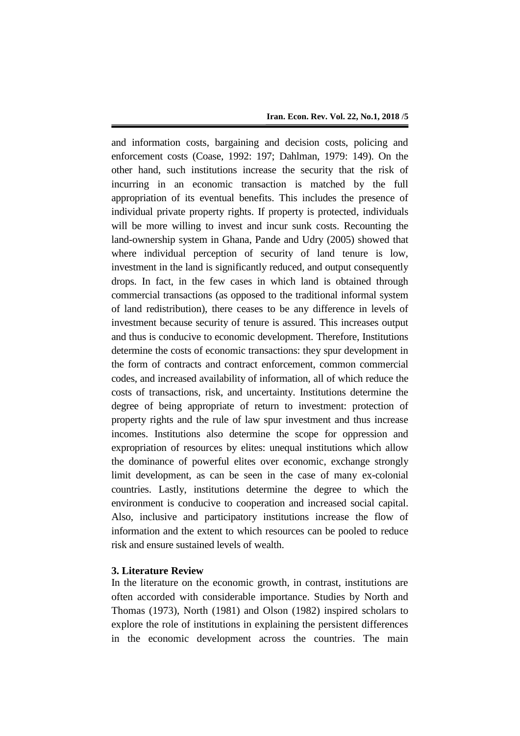and information costs, bargaining and decision costs, policing and enforcement costs (Coase, 1992: 197; Dahlman, 1979: 149). On the other hand, such institutions increase the security that the risk of incurring in an economic transaction is matched by the full appropriation of its eventual benefits. This includes the presence of individual private property rights. If property is protected, individuals will be more willing to invest and incur sunk costs. Recounting the land-ownership system in Ghana, Pande and Udry (2005) showed that where individual perception of security of land tenure is low, investment in the land is significantly reduced, and output consequently drops. In fact, in the few cases in which land is obtained through commercial transactions (as opposed to the traditional informal system of land redistribution), there ceases to be any difference in levels of investment because security of tenure is assured. This increases output and thus is conducive to economic development. Therefore, Institutions determine the costs of economic transactions: they spur development in the form of contracts and contract enforcement, common commercial codes, and increased availability of information, all of which reduce the costs of transactions, risk, and uncertainty. Institutions determine the degree of being appropriate of return to investment: protection of property rights and the rule of law spur investment and thus increase incomes. Institutions also determine the scope for oppression and expropriation of resources by elites: unequal institutions which allow the dominance of powerful elites over economic, exchange strongly limit development, as can be seen in the case of many ex-colonial countries. Lastly, institutions determine the degree to which the environment is conducive to cooperation and increased social capital. Also, inclusive and participatory institutions increase the flow of information and the extent to which resources can be pooled to reduce risk and ensure sustained levels of wealth.

## 3. Literature Review

In the literature on the economic growth, in contrast, institutions are often accorded with considerable importance. Studies by North and Thomas (1973), North (1981) and Olson (1982) inspired scholars to explore the role of institutions in explaining the persistent differences in the economic development across the countries. The main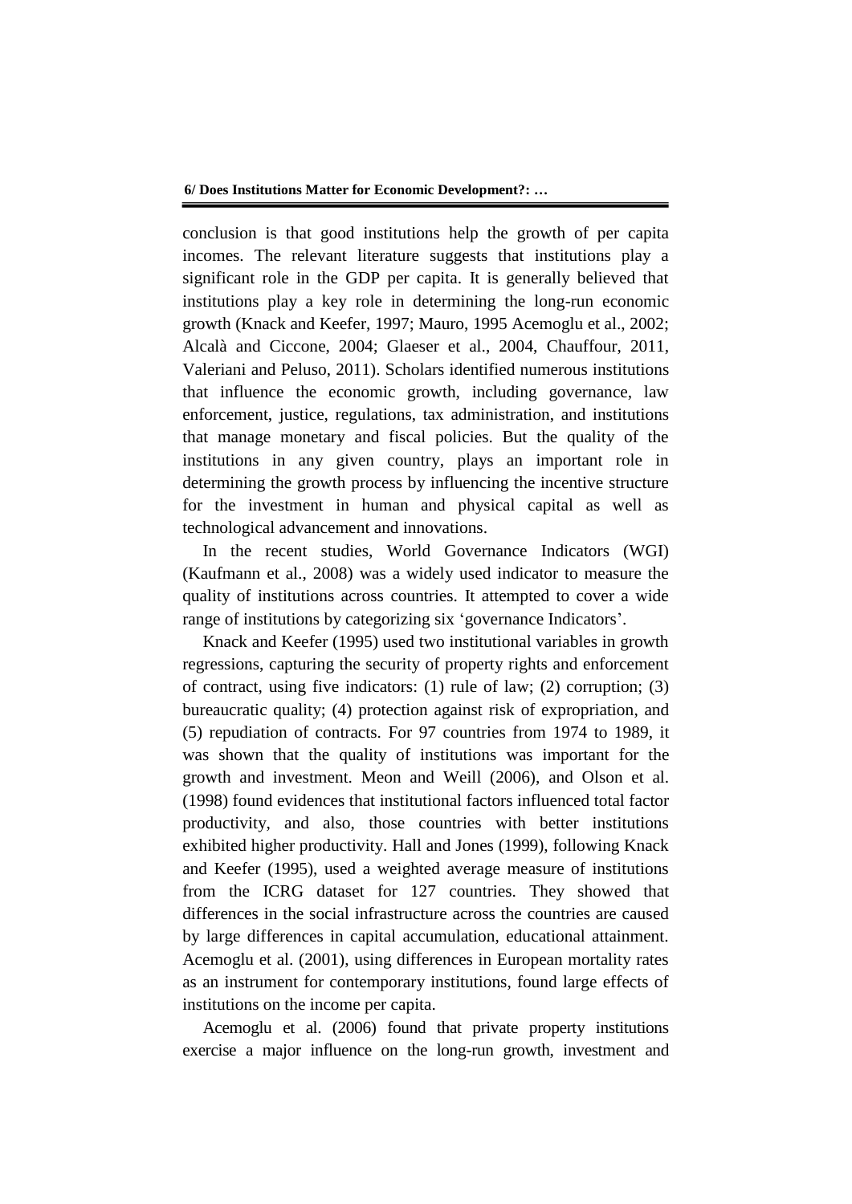conclusion is that good institutions help the growth of per capita incomes. The relevant literature suggests that institutions play a significant role in the GDP per capita. It is generally believed that institutions play a key role in determining the long-run economic growth (Knack and Keefer, 1997; Mauro, 1995 Acemoglu et al., 2002; Alcalà and Ciccone, 2004; Glaeser et al., 2004, Chauffour, 2011, Valeriani and Peluso, 2011). Scholars identified numerous institutions that influence the economic growth, including governance, law enforcement, justice, regulations, tax administration, and institutions that manage monetary and fiscal policies. But the quality of the institutions in any given country, plays an important role in determining the growth process by influencing the incentive structure for the investment in human and physical capital as well as technological advancement and innovations.

In the recent studies, World Governance Indicators (WGI) (Kaufmann et al., 2008) was a widely used indicator to measure the quality of institutions across countries. It attempted to cover a wide range of institutions by categorizing six 'governance Indicators'.

Knack and Keefer (1995) used two institutional variables in growth regressions, capturing the security of property rights and enforcement of contract, using five indicators: (1) rule of law; (2) corruption; (3) bureaucratic quality; (4) protection against risk of expropriation, and (5) repudiation of contracts. For 97 countries from 1974 to 1989, it was shown that the quality of institutions was important for the growth and investment. Meon and Weill (2006), and Olson et al. (1998) found evidences that institutional factors influenced total factor productivity, and also, those countries with better institutions exhibited higher productivity. Hall and Jones (1999), following Knack and Keefer (1995), used a weighted average measure of institutions from the ICRG dataset for 127 countries. They showed that differences in the social infrastructure across the countries are caused by large differences in capital accumulation, educational attainment. Acemoglu et al. (2001), using differences in European mortality rates as an instrument for contemporary institutions, found large effects of institutions on the income per capita.

Acemoglu et al. (2006) found that private property institutions exercise a major influence on the long-run growth, investment and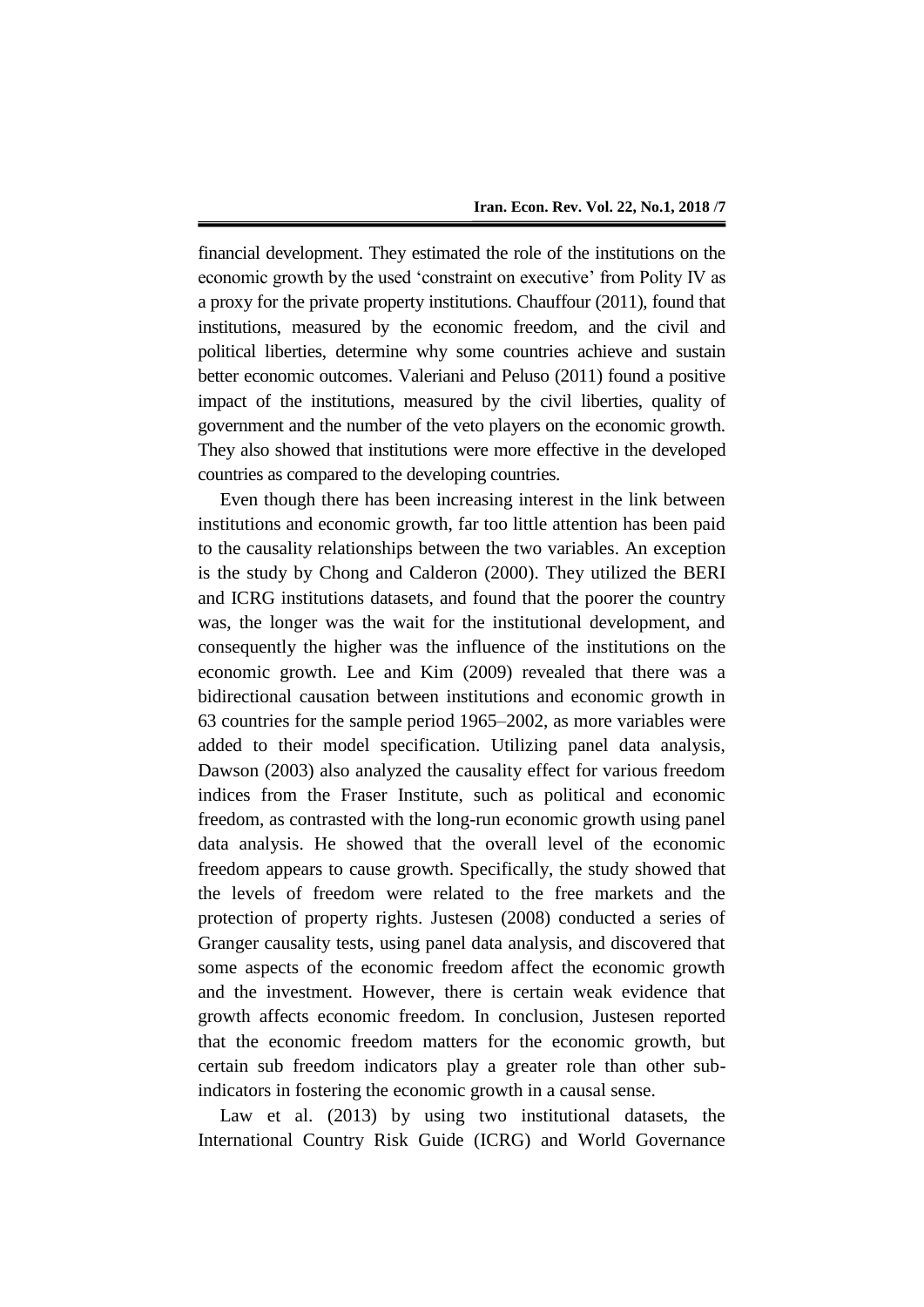financial development. They estimated the role of the institutions on the economic growth by the used 'constraint on executive' from Polity IV as a proxy for the private property institutions. Chauffour (2011), found that institutions, measured by the economic freedom, and the civil and political liberties, determine why some countries achieve and sustain better economic outcomes. Valeriani and Peluso (2011) found a positive impact of the institutions, measured by the civil liberties, quality of government and the number of the veto players on the economic growth. They also showed that institutions were more effective in the developed countries as compared to the developing countries.

Even though there has been increasing interest in the link between institutions and economic growth, far too little attention has been paid to the causality relationships between the two variables. An exception is the study by Chong and Calderon (2000). They utilized the BERI and ICRG institutions datasets, and found that the poorer the country was, the longer was the wait for the institutional development, and consequently the higher was the influence of the institutions on the economic growth. Lee and Kim (2009) revealed that there was a bidirectional causation between institutions and economic growth in 63 countries for the sample period 1965–2002, as more variables were added to their model specification. Utilizing panel data analysis, Dawson (2003) also analyzed the causality effect for various freedom indices from the Fraser Institute, such as political and economic freedom, as contrasted with the long-run economic growth using panel data analysis. He showed that the overall level of the economic freedom appears to cause growth. Specifically, the study showed that the levels of freedom were related to the free markets and the protection of property rights. Justesen (2008) conducted a series of Granger causality tests, using panel data analysis, and discovered that some aspects of the economic freedom affect the economic growth and the investment. However, there is certain weak evidence that growth affects economic freedom. In conclusion, Justesen reported that the economic freedom matters for the economic growth, but certain sub freedom indicators play a greater role than other sub-indicators in fostering the economic growth in a causal sense.

Law et al. (2013) by using two institutional datasets, the International Country Risk Guide (ICRG) and World Governance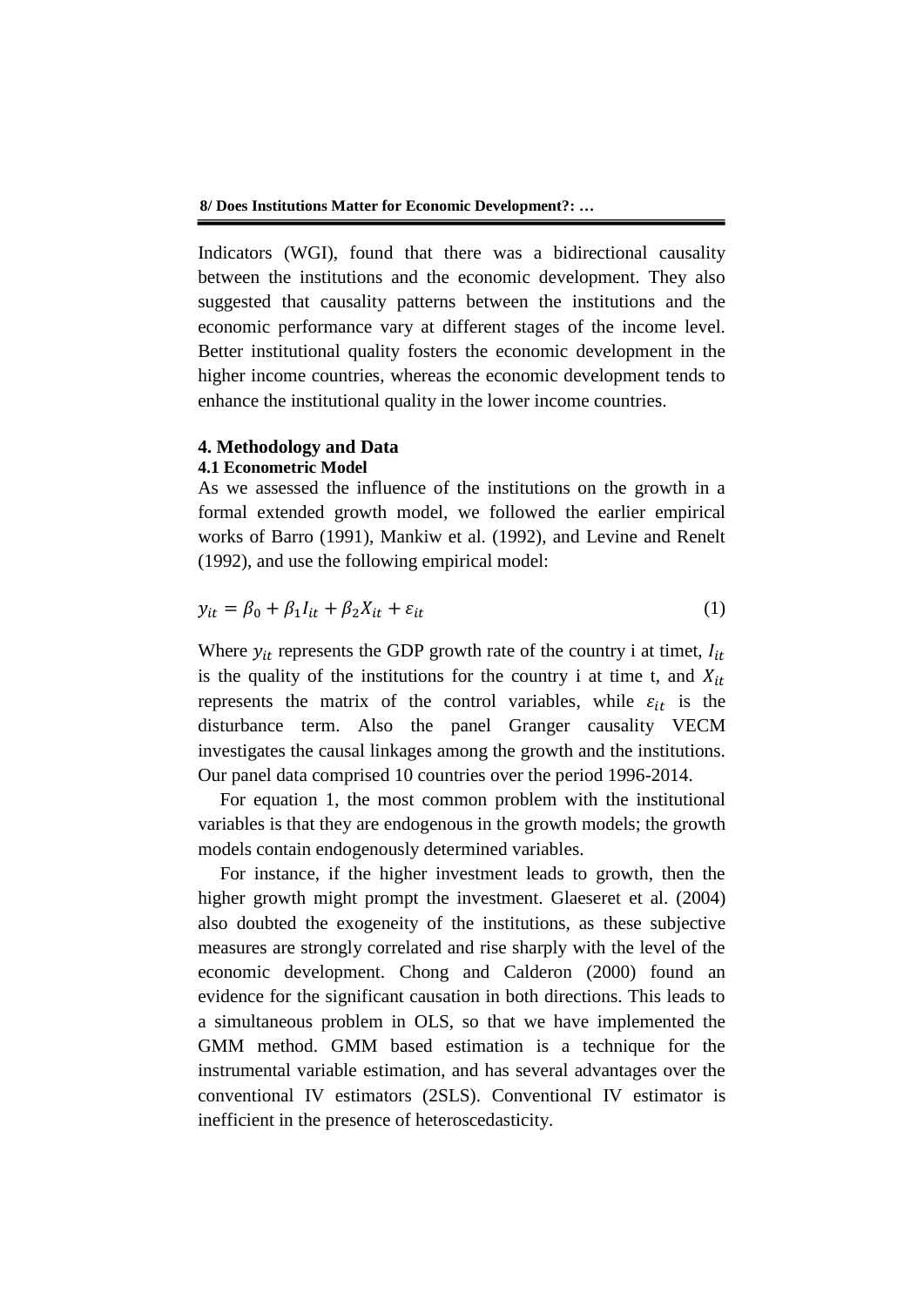Indicators (WGI), found that there was a bidirectional causality between the institutions and the economic development. They also suggested that causality patterns between the institutions and the economic performance vary at different stages of the income level. Better institutional quality fosters the economic development in the higher income countries, whereas the economic development tends to enhance the institutional quality in the lower income countries.

## 4. Methodology and Data

### 4.1 Econometric Model

As we assessed the influence of the institutions on the growth in a formal extended growth model, we followed the earlier empirical works of Barro (1991), Mankiw et al. (1992), and Levine and Renelt (1992), and use the following empirical model:

$$y_{it} = \beta_0 + \beta_1 I_{it} + \beta_2 X_{it} + \varepsilon_{it} \tag{1}$$

Where $y_{it}$ represents the GDP growth rate of the country i at timet, $I_{it}$ is the quality of the institutions for the country i at time t, and $X_{it}$ represents the matrix of the control variables, while $\varepsilon_{it}$ is the disturbance term. Also the panel Granger causality VECM investigates the causal linkages among the growth and the institutions. Our panel data comprised 10 countries over the period 1996-2014.

For equation 1, the most common problem with the institutional variables is that they are endogenous in the growth models; the growth models contain endogenously determined variables.

For instance, if the higher investment leads to growth, then the higher growth might prompt the investment. Glaeseret et al. (2004) also doubted the exogeneity of the institutions, as these subjective measures are strongly correlated and rise sharply with the level of the economic development. Chong and Calderon (2000) found an evidence for the significant causation in both directions. This leads to a simultaneous problem in OLS, so that we have implemented the GMM method. GMM based estimation is a technique for the instrumental variable estimation, and has several advantages over the conventional IV estimators (2SLS). Conventional IV estimator is inefficient in the presence of heteroscedasticity.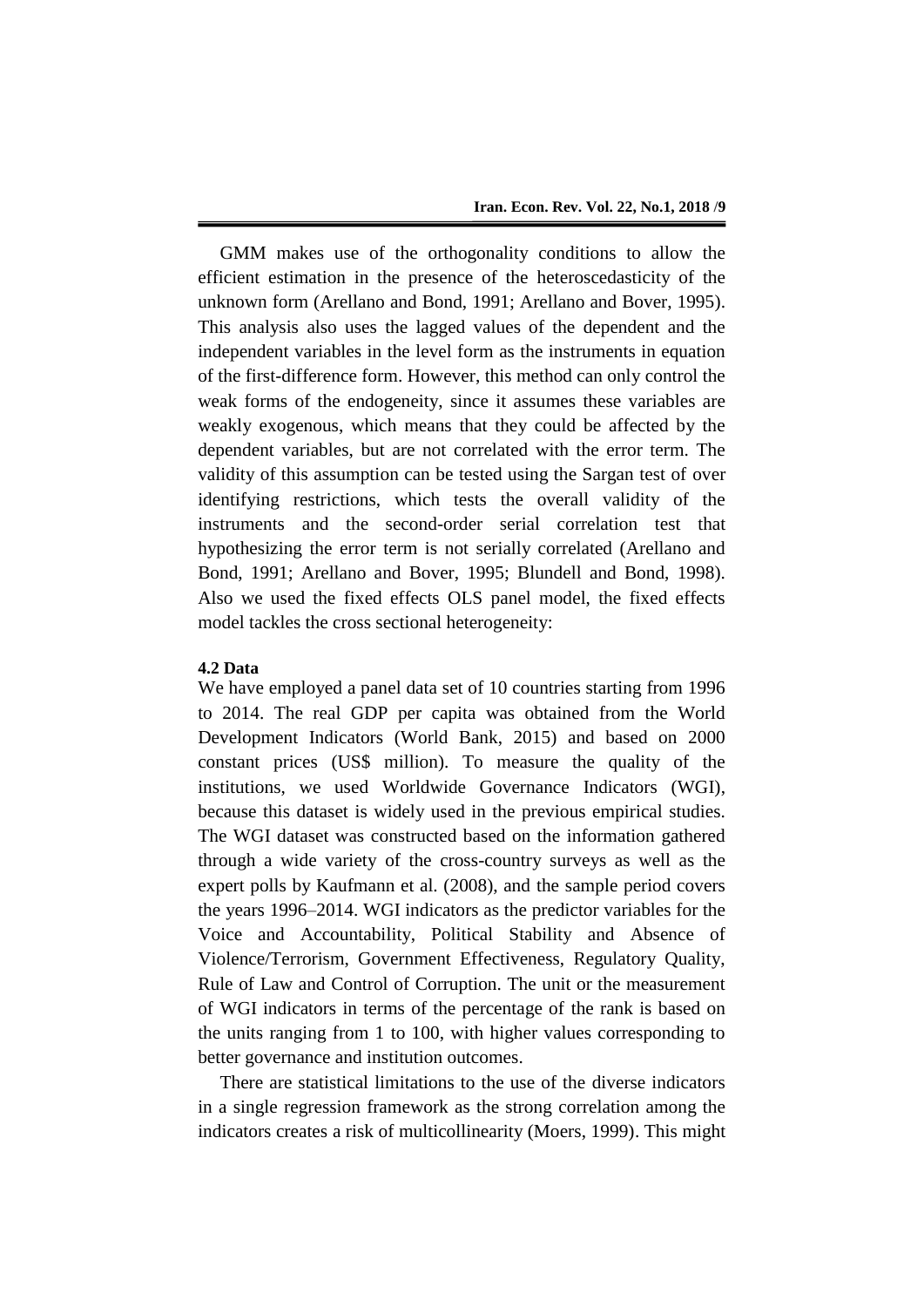GMM makes use of the orthogonality conditions to allow the efficient estimation in the presence of the heteroscedasticity of the unknown form (Arellano and Bond, 1991; Arellano and Bover, 1995). This analysis also uses the lagged values of the dependent and the independent variables in the level form as the instruments in equation of the first-difference form. However, this method can only control the weak forms of the endogeneity, since it assumes these variables are weakly exogenous, which means that they could be affected by the dependent variables, but are not correlated with the error term. The validity of this assumption can be tested using the Sargan test of over identifying restrictions, which tests the overall validity of the instruments and the second-order serial correlation test that hypothesizing the error term is not serially correlated (Arellano and Bond, 1991; Arellano and Bover, 1995; Blundell and Bond, 1998). Also we used the fixed effects OLS panel model, the fixed effects model tackles the cross sectional heterogeneity:

**4.2 Data**

We have employed a panel data set of 10 countries starting from 1996 to 2014. The real GDP per capita was obtained from the World Development Indicators (World Bank, 2015) and based on 2000 constant prices (US$ million). To measure the quality of the institutions, we used Worldwide Governance Indicators (WGI), because this dataset is widely used in the previous empirical studies. The WGI dataset was constructed based on the information gathered through a wide variety of the cross-country surveys as well as the expert polls by Kaufmann et al. (2008), and the sample period covers the years 1996–2014. WGI indicators as the predictor variables for the Voice and Accountability, Political Stability and Absence of Violence/Terrorism, Government Effectiveness, Regulatory Quality, Rule of Law and Control of Corruption. The unit or the measurement of WGI indicators in terms of the percentage of the rank is based on the units ranging from 1 to 100, with higher values corresponding to better governance and institution outcomes.

There are statistical limitations to the use of the diverse indicators in a single regression framework as the strong correlation among the indicators creates a risk of multicollinearity (Moers, 1999). This might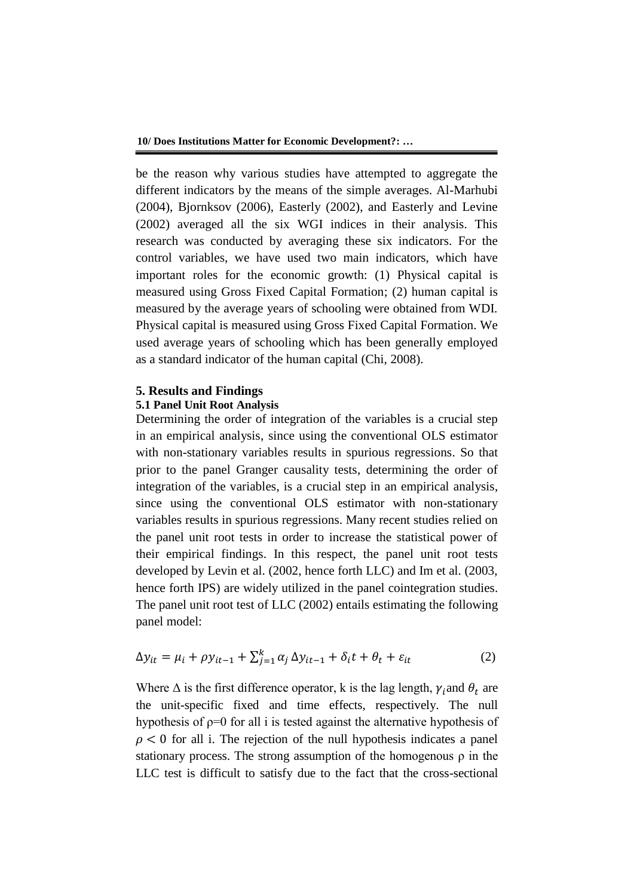be the reason why various studies have attempted to aggregate the different indicators by the means of the simple averages. Al-Marhubi (2004), Bjornksov (2006), Easterly (2002), and Easterly and Levine (2002) averaged all the six WGI indices in their analysis. This research was conducted by averaging these six indicators. For the control variables, we have used two main indicators, which have important roles for the economic growth: (1) Physical capital is measured using Gross Fixed Capital Formation; (2) human capital is measured by the average years of schooling were obtained from WDI. Physical capital is measured using Gross Fixed Capital Formation. We used average years of schooling which has been generally employed as a standard indicator of the human capital (Chi, 2008).

## 5. Results and Findings

### 5.1 Panel Unit Root Analysis

Determining the order of integration of the variables is a crucial step in an empirical analysis, since using the conventional OLS estimator with non-stationary variables results in spurious regressions. So that prior to the panel Granger causality tests, determining the order of integration of the variables, is a crucial step in an empirical analysis, since using the conventional OLS estimator with non-stationary variables results in spurious regressions. Many recent studies relied on the panel unit root tests in order to increase the statistical power of their empirical findings. In this respect, the panel unit root tests developed by Levin et al. (2002, hence forth LLC) and Im et al. (2003, hence forth IPS) are widely utilized in the panel cointegration studies. The panel unit root test of LLC (2002) entails estimating the following panel model:

$$\Delta y_{it} = \mu_i + \rho y_{it-1} + \sum_{j=1}^{k} \alpha_j \Delta y_{it-1} + \delta_i t + \theta_t + \varepsilon_{it} \tag{2}$$

Where $\Delta$ is the first difference operator, k is the lag length, $\gamma_i$ and $\theta_t$ are the unit-specific fixed and time effects, respectively. The null hypothesis of $\rho=0$ for all i is tested against the alternative hypothesis of $\rho < 0$ for all i. The rejection of the null hypothesis indicates a panel stationary process. The strong assumption of the homogenous $\rho$ in the LLC test is difficult to satisfy due to the fact that the cross-sectional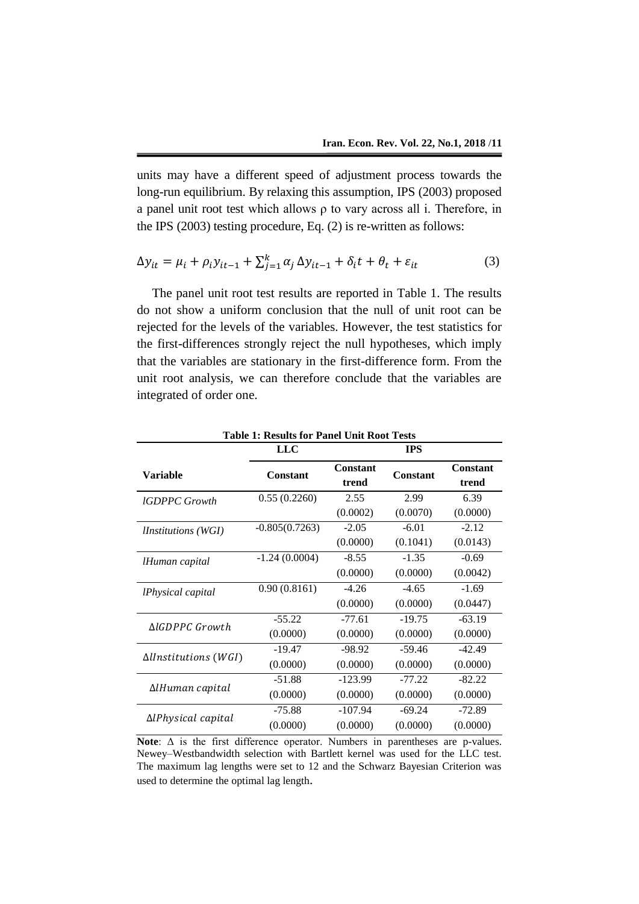units may have a different speed of adjustment process towards the long-run equilibrium. By relaxing this assumption, IPS (2003) proposed a panel unit root test which allows ρ to vary across all i. Therefore, in the IPS (2003) testing procedure, Eq. (2) is re-written as follows:

$$\Delta y_{it} = \mu_i + \rho_i y_{it-1} + \sum_{j=1}^{k} \alpha_j \Delta y_{it-1} + \delta_i t + \theta_t + \varepsilon_{it} \tag{3}$$

The panel unit root test results are reported in Table 1. The results do not show a uniform conclusion that the null of unit root can be rejected for the levels of the variables. However, the test statistics for the first-differences strongly reject the null hypotheses, which imply that the variables are stationary in the first-difference form. From the unit root analysis, we can therefore conclude that the variables are integrated of order one.

**Table 1: Results for Panel Unit Root Tests**

| | LLC | | IPS | |
|---|---|---|---|---|
| **Variable** | **Constant** | **Constant trend** | **Constant** | **Constant trend** |
| *lGDPPC Growth* | 0.55 (0.2260) | 2.55 (0.0002) | 2.99 (0.0070) | 6.39 (0.0000) |
| *lInstitutions (WGI)* | -0.805(0.7263) | -2.05 (0.0000) | -6.01 (0.1041) | -2.12 (0.0143) |
| *lHuman capital* | -1.24 (0.0004) | -8.55 (0.0000) | -1.35 (0.0000) | -0.69 (0.0042) |
| *lPhysical capital* | 0.90 (0.8161) | -4.26 (0.0000) | -4.65 (0.0000) | -1.69 (0.0447) |
| $\Delta lGDPPC\ Growth$ | -55.22 (0.0000) | -77.61 (0.0000) | -19.75 (0.0000) | -63.19 (0.0000) |
| $\Delta lInstitutions\ (WGI)$ | -19.47 (0.0000) | -98.92 (0.0000) | -59.46 (0.0000) | -42.49 (0.0000) |
| $\Delta lHuman\ capital$ | -51.88 (0.0000) | -123.99 (0.0000) | -77.22 (0.0000) | -82.22 (0.0000) |
| $\Delta lPhysical\ capital$ | -75.88 (0.0000) | -107.94 (0.0000) | -69.24 (0.0000) | -72.89 (0.0000) |

**Note**: Δ is the first difference operator. Numbers in parentheses are p-values. Newey–Westbandwidth selection with Bartlett kernel was used for the LLC test. The maximum lag lengths were set to 12 and the Schwarz Bayesian Criterion was used to determine the optimal lag length.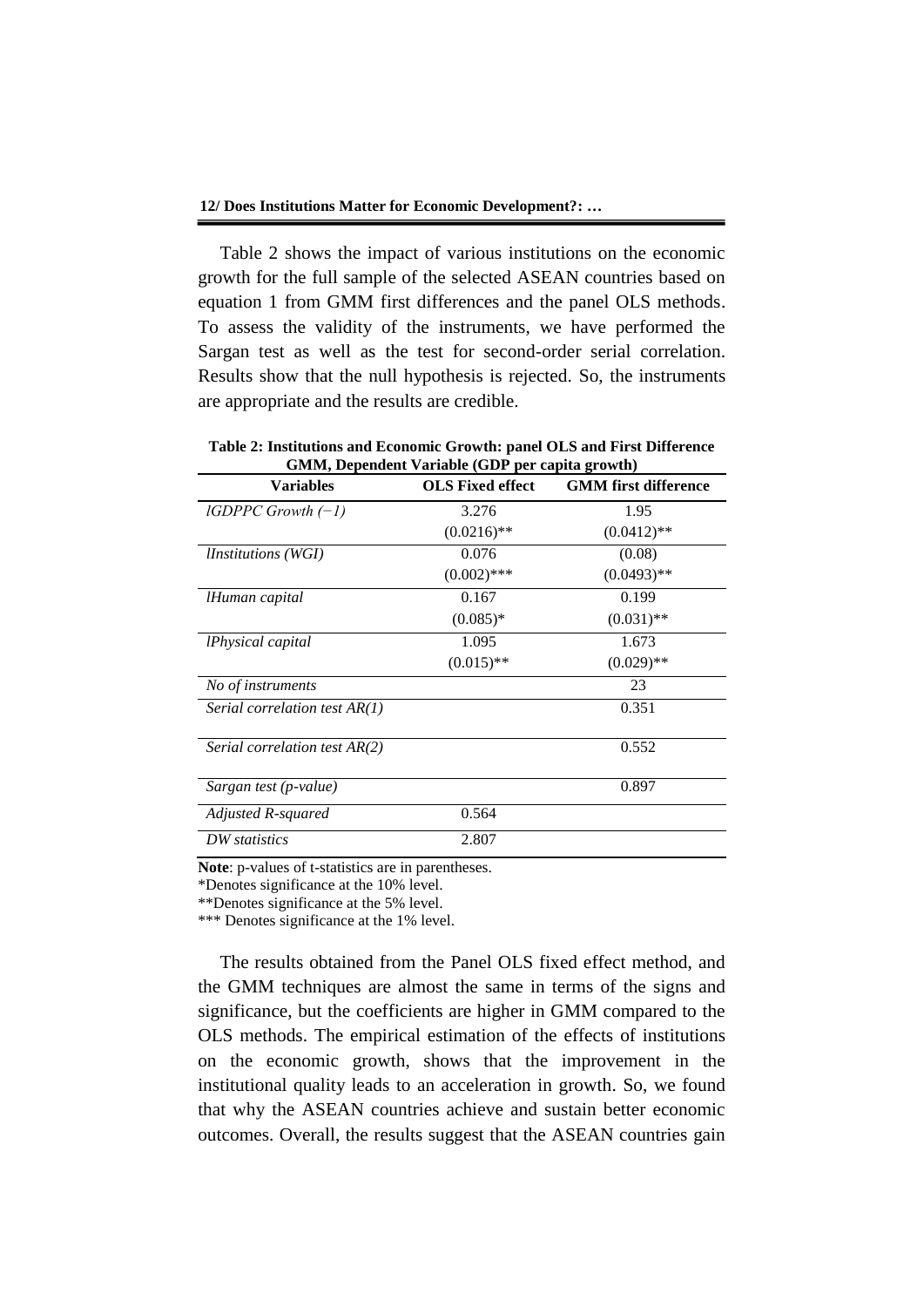Table 2 shows the impact of various institutions on the economic growth for the full sample of the selected ASEAN countries based on equation 1 from GMM first differences and the panel OLS methods. To assess the validity of the instruments, we have performed the Sargan test as well as the test for second-order serial correlation. Results show that the null hypothesis is rejected. So, the instruments are appropriate and the results are credible.

**Table 2: Institutions and Economic Growth: panel OLS and First Difference GMM, Dependent Variable (GDP per capita growth)**

| Variables | OLS Fixed effect | GMM first difference |
|---|---|---|
| *lGDPPC Growth (−1)* | 3.276 | 1.95 |
| | (0.0216)** | (0.0412)** |
| *lInstitutions (WGI)* | 0.076 | (0.08) |
| | (0.002)*** | (0.0493)** |
| *lHuman capital* | 0.167 | 0.199 |
| | (0.085)* | (0.031)** |
| *lPhysical capital* | 1.095 | 1.673 |
| | (0.015)** | (0.029)** |
| *No of instruments* | | 23 |
| *Serial correlation test AR(1)* | | 0.351 |
| *Serial correlation test AR(2)* | | 0.552 |
| *Sargan test (p-value)* | | 0.897 |
| *Adjusted R-squared* | 0.564 | |
| *DW statistics* | 2.807 | |

**Note**: p-values of t-statistics are in parentheses.
*Denotes significance at the 10% level.
**Denotes significance at the 5% level.
*** Denotes significance at the 1% level.

The results obtained from the Panel OLS fixed effect method, and the GMM techniques are almost the same in terms of the signs and significance, but the coefficients are higher in GMM compared to the OLS methods. The empirical estimation of the effects of institutions on the economic growth, shows that the improvement in the institutional quality leads to an acceleration in growth. So, we found that why the ASEAN countries achieve and sustain better economic outcomes. Overall, the results suggest that the ASEAN countries gain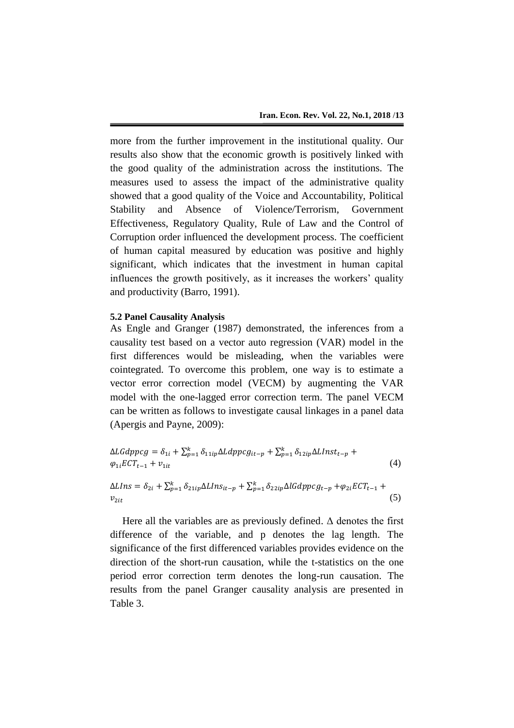more from the further improvement in the institutional quality. Our results also show that the economic growth is positively linked with the good quality of the administration across the institutions. The measures used to assess the impact of the administrative quality showed that a good quality of the Voice and Accountability, Political Stability and Absence of Violence/Terrorism, Government Effectiveness, Regulatory Quality, Rule of Law and the Control of Corruption order influenced the development process. The coefficient of human capital measured by education was positive and highly significant, which indicates that the investment in human capital influences the growth positively, as it increases the workers' quality and productivity (Barro, 1991).

**5.2 Panel Causality Analysis**

As Engle and Granger (1987) demonstrated, the inferences from a causality test based on a vector auto regression (VAR) model in the first differences would be misleading, when the variables were cointegrated. To overcome this problem, one way is to estimate a vector error correction model (VECM) by augmenting the VAR model with the one-lagged error correction term. The panel VECM can be written as follows to investigate causal linkages in a panel data (Apergis and Payne, 2009):

$$\Delta LGdppcg = \delta_{1i} + \sum_{p=1}^{k} \delta_{11ip} \Delta Ldppcg_{it-p} + \sum_{p=1}^{k} \delta_{12ip} \Delta LInst_{t-p} + \varphi_{1i} ECT_{t-1} + v_{1it} \quad (4)$$

$$\Delta LIns = \delta_{2i} + \sum_{p=1}^{k} \delta_{21ip} \Delta LIns_{it-p} + \sum_{p=1}^{k} \delta_{22ip} \Delta lGdppcg_{t-p} + \varphi_{2i} ECT_{t-1} + v_{2it} \quad (5)$$

Here all the variables are as previously defined. $\Delta$ denotes the first difference of the variable, and p denotes the lag length. The significance of the first differenced variables provides evidence on the direction of the short-run causation, while the t-statistics on the one period error correction term denotes the long-run causation. The results from the panel Granger causality analysis are presented in Table 3.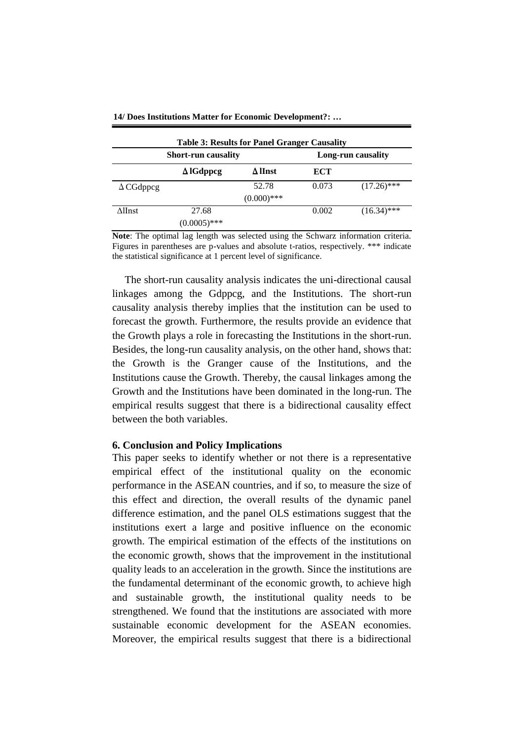**Table 3: Results for Panel Granger Causality**

| | Short-run causality | | Long-run causality | |
|---|---|---|---|---|
| | **Δ lGdppcg** | **Δ lInst** | **ECT** | |
| Δ CGdppcg | | 52.78 (0.000)*** | 0.073 | (17.26)*** |
| ΔlInst | 27.68 (0.0005)*** | | 0.002 | (16.34)*** |

**Note**: The optimal lag length was selected using the Schwarz information criteria. Figures in parentheses are p-values and absolute t-ratios, respectively. *** indicate the statistical significance at 1 percent level of significance.

The short-run causality analysis indicates the uni-directional causal linkages among the Gdppcg, and the Institutions. The short-run causality analysis thereby implies that the institution can be used to forecast the growth. Furthermore, the results provide an evidence that the Growth plays a role in forecasting the Institutions in the short-run. Besides, the long-run causality analysis, on the other hand, shows that: the Growth is the Granger cause of the Institutions, and the Institutions cause the Growth. Thereby, the causal linkages among the Growth and the Institutions have been dominated in the long-run. The empirical results suggest that there is a bidirectional causality effect between the both variables.

## 6. Conclusion and Policy Implications

This paper seeks to identify whether or not there is a representative empirical effect of the institutional quality on the economic performance in the ASEAN countries, and if so, to measure the size of this effect and direction, the overall results of the dynamic panel difference estimation, and the panel OLS estimations suggest that the institutions exert a large and positive influence on the economic growth. The empirical estimation of the effects of the institutions on the economic growth, shows that the improvement in the institutional quality leads to an acceleration in the growth. Since the institutions are the fundamental determinant of the economic growth, to achieve high and sustainable growth, the institutional quality needs to be strengthened. We found that the institutions are associated with more sustainable economic development for the ASEAN economies. Moreover, the empirical results suggest that there is a bidirectional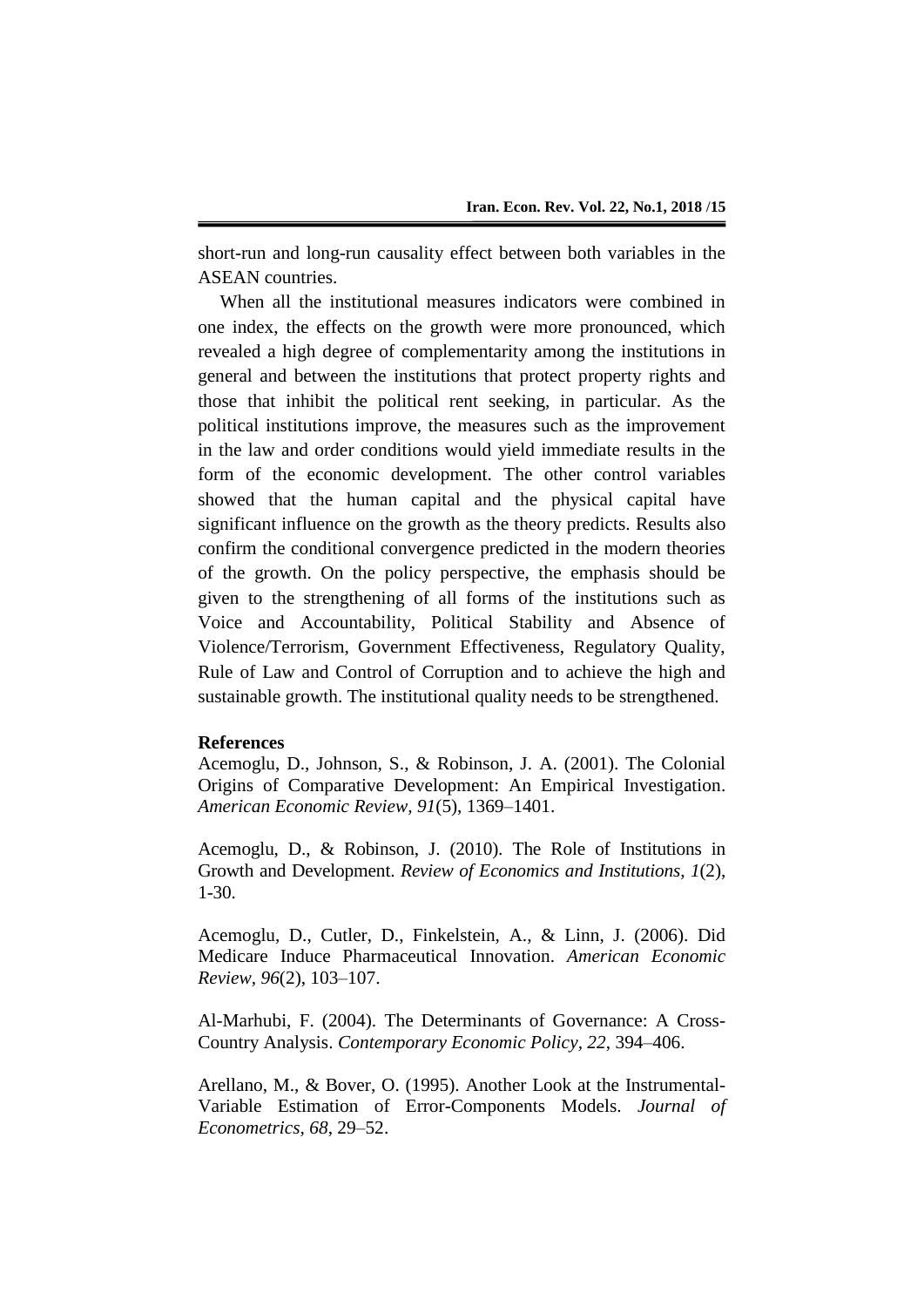short-run and long-run causality effect between both variables in the ASEAN countries.

When all the institutional measures indicators were combined in one index, the effects on the growth were more pronounced, which revealed a high degree of complementarity among the institutions in general and between the institutions that protect property rights and those that inhibit the political rent seeking, in particular. As the political institutions improve, the measures such as the improvement in the law and order conditions would yield immediate results in the form of the economic development. The other control variables showed that the human capital and the physical capital have significant influence on the growth as the theory predicts. Results also confirm the conditional convergence predicted in the modern theories of the growth. On the policy perspective, the emphasis should be given to the strengthening of all forms of the institutions such as Voice and Accountability, Political Stability and Absence of Violence/Terrorism, Government Effectiveness, Regulatory Quality, Rule of Law and Control of Corruption and to achieve the high and sustainable growth. The institutional quality needs to be strengthened.

**References**

Acemoglu, D., Johnson, S., & Robinson, J. A. (2001). The Colonial Origins of Comparative Development: An Empirical Investigation. *American Economic Review, 91*(5), 1369–1401.

Acemoglu, D., & Robinson, J. (2010). The Role of Institutions in Growth and Development. *Review of Economics and Institutions, 1*(2), 1-30.

Acemoglu, D., Cutler, D., Finkelstein, A., & Linn, J. (2006). Did Medicare Induce Pharmaceutical Innovation. *American Economic Review*, *96*(2), 103–107.

Al-Marhubi, F. (2004). The Determinants of Governance: A Cross-Country Analysis. *Contemporary Economic Policy, 22*, 394–406.

Arellano, M., & Bover, O. (1995). Another Look at the Instrumental-Variable Estimation of Error-Components Models. *Journal of Econometrics, 68*, 29–52.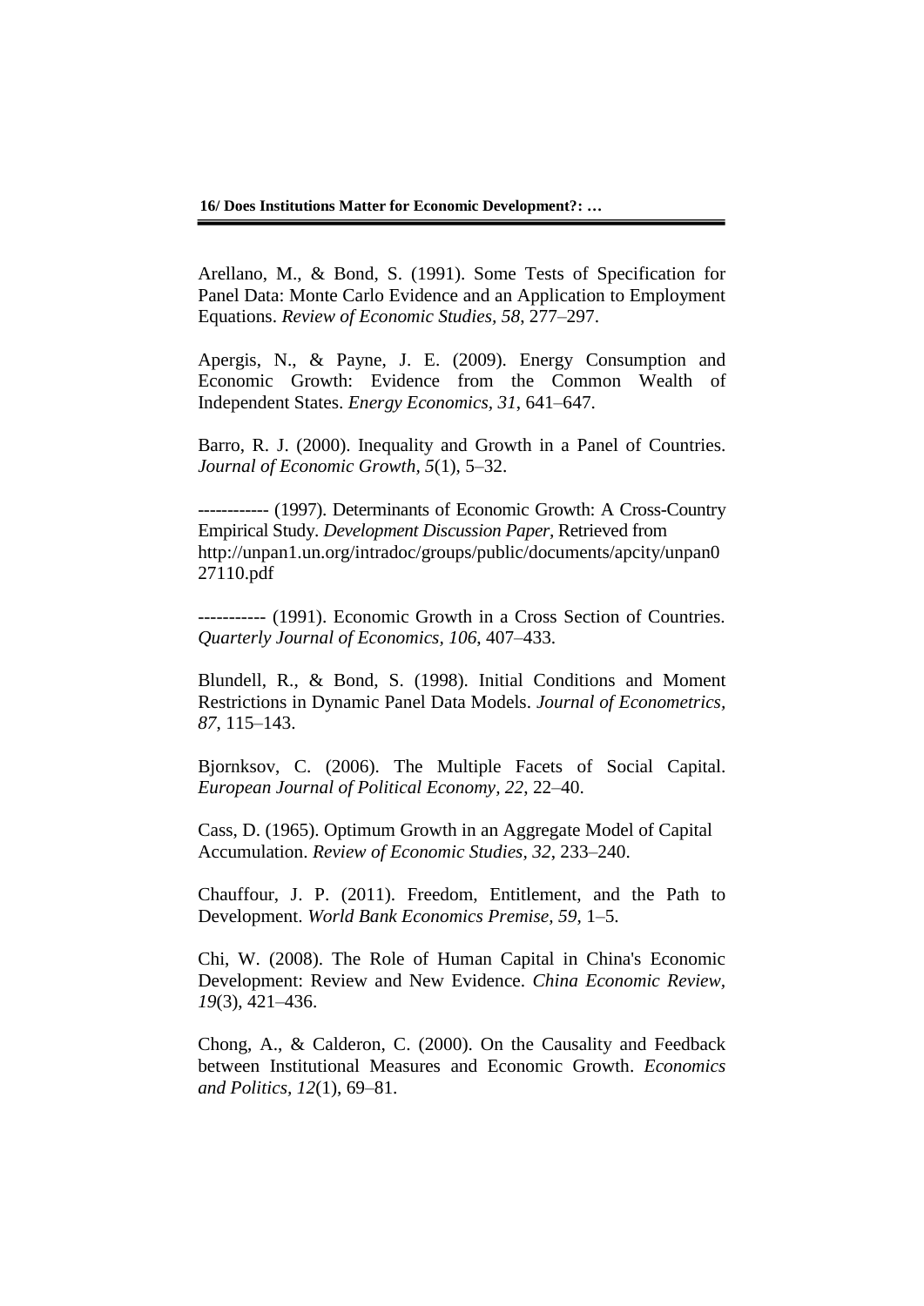Arellano, M., & Bond, S. (1991). Some Tests of Specification for Panel Data: Monte Carlo Evidence and an Application to Employment Equations. *Review of Economic Studies, 58*, 277–297.

Apergis, N., & Payne, J. E. (2009). Energy Consumption and Economic Growth: Evidence from the Common Wealth of Independent States. *Energy Economics, 31*, 641–647.

Barro, R. J. (2000). Inequality and Growth in a Panel of Countries. *Journal of Economic Growth, 5*(1), 5–32.

------------ (1997). Determinants of Economic Growth: A Cross-Country Empirical Study. *Development Discussion Paper*, Retrieved from http://unpan1.un.org/intradoc/groups/public/documents/apcity/unpan027110.pdf

----------- (1991). Economic Growth in a Cross Section of Countries. *Quarterly Journal of Economics, 106*, 407–433.

Blundell, R., & Bond, S. (1998). Initial Conditions and Moment Restrictions in Dynamic Panel Data Models. *Journal of Econometrics, 87*, 115–143.

Bjornksov, C. (2006). The Multiple Facets of Social Capital. *European Journal of Political Economy, 22*, 22–40.

Cass, D. (1965). Optimum Growth in an Aggregate Model of Capital Accumulation. *Review of Economic Studies, 32*, 233–240.

Chauffour, J. P. (2011). Freedom, Entitlement, and the Path to Development. *World Bank Economics Premise, 59*, 1–5.

Chi, W. (2008). The Role of Human Capital in China's Economic Development: Review and New Evidence. *China Economic Review, 19*(3), 421–436.

Chong, A., & Calderon, C. (2000). On the Causality and Feedback between Institutional Measures and Economic Growth. *Economics and Politics, 12*(1), 69–81.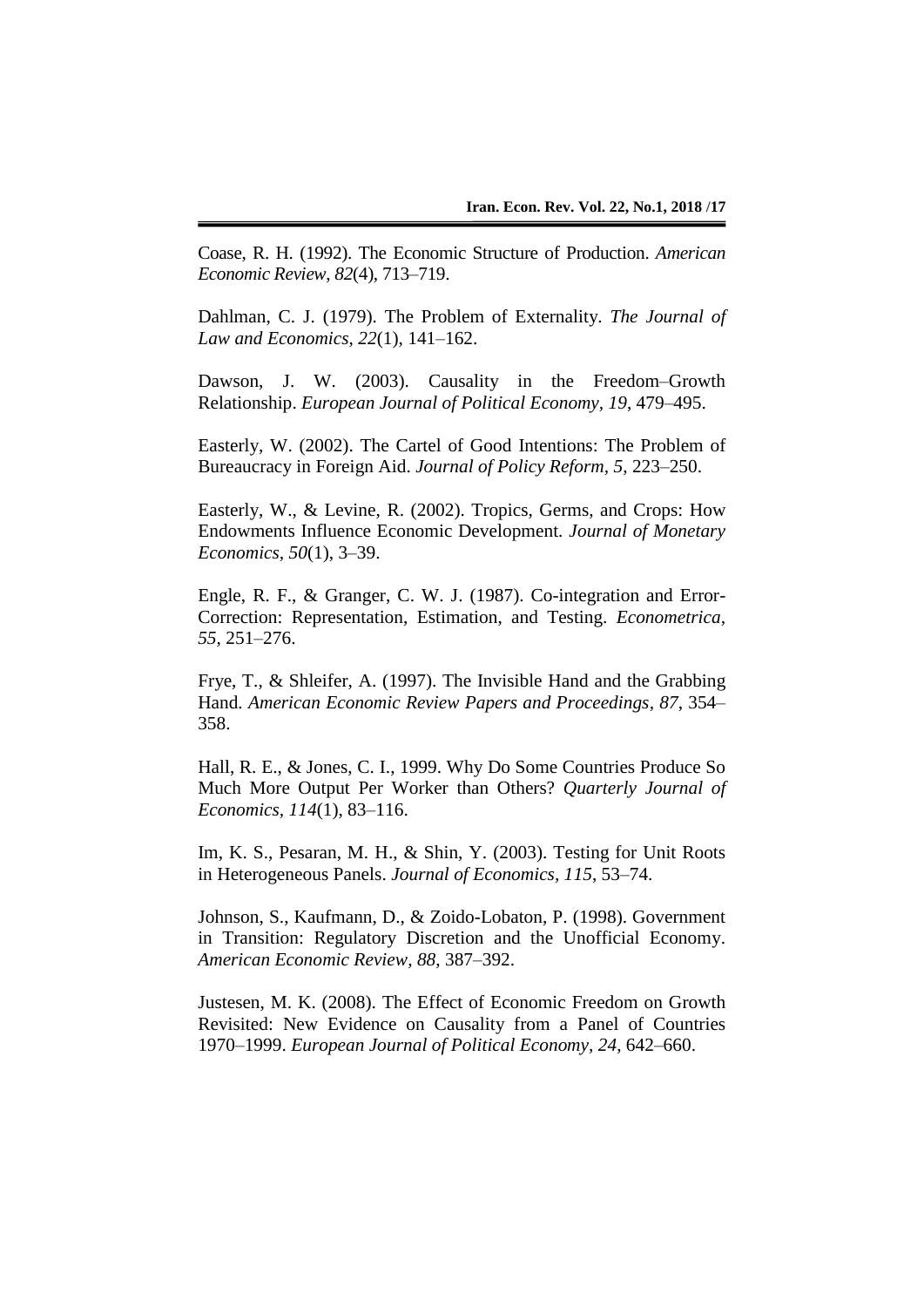Coase, R. H. (1992). The Economic Structure of Production. *American Economic Review*, *82*(4), 713–719.

Dahlman, C. J. (1979). The Problem of Externality. *The Journal of Law and Economics*, *22*(1), 141–162.

Dawson, J. W. (2003). Causality in the Freedom–Growth Relationship. *European Journal of Political Economy, 19*, 479–495.

Easterly, W. (2002). The Cartel of Good Intentions: The Problem of Bureaucracy in Foreign Aid. *Journal of Policy Reform*, *5*, 223–250.

Easterly, W., & Levine, R. (2002). Tropics, Germs, and Crops: How Endowments Influence Economic Development. *Journal of Monetary Economics*, *50*(1), 3–39.

Engle, R. F., & Granger, C. W. J. (1987). Co-integration and Error-Correction: Representation, Estimation, and Testing. *Econometrica, 55*, 251–276.

Frye, T., & Shleifer, A. (1997). The Invisible Hand and the Grabbing Hand. *American Economic Review Papers and Proceedings*, *87*, 354–358.

Hall, R. E., & Jones, C. I., 1999. Why Do Some Countries Produce So Much More Output Per Worker than Others? *Quarterly Journal of Economics*, *114*(1), 83–116.

Im, K. S., Pesaran, M. H., & Shin, Y. (2003). Testing for Unit Roots in Heterogeneous Panels. *Journal of Economics, 115*, 53–74.

Johnson, S., Kaufmann, D., & Zoido-Lobaton, P. (1998). Government in Transition: Regulatory Discretion and the Unofficial Economy. *American Economic Review, 88*, 387–392.

Justesen, M. K. (2008). The Effect of Economic Freedom on Growth Revisited: New Evidence on Causality from a Panel of Countries 1970–1999. *European Journal of Political Economy, 24*, 642–660.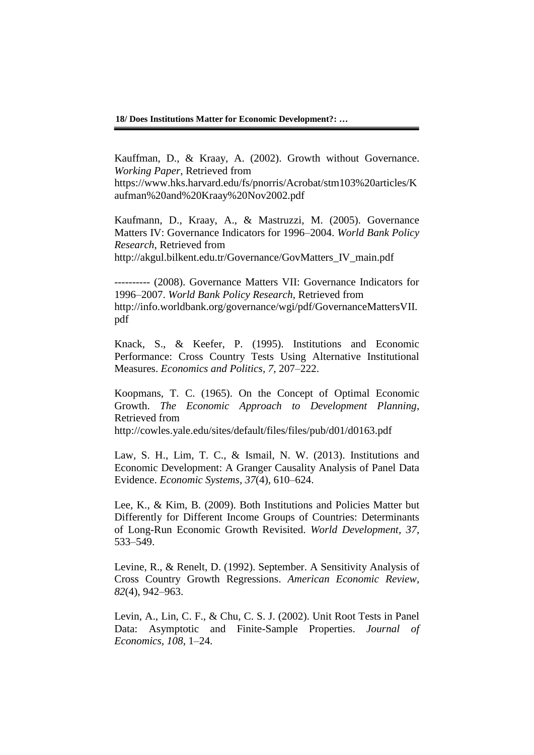Kauffman, D., & Kraay, A. (2002). Growth without Governance. *Working Paper*, Retrieved from https://www.hks.harvard.edu/fs/pnorris/Acrobat/stm103%20articles/Kaufman%20and%20Kraay%20Nov2002.pdf

Kaufmann, D., Kraay, A., & Mastruzzi, M. (2005). Governance Matters IV: Governance Indicators for 1996–2004. *World Bank Policy Research*, Retrieved from http://akgul.bilkent.edu.tr/Governance/GovMatters_IV_main.pdf

---------- (2008). Governance Matters VII: Governance Indicators for 1996–2007. *World Bank Policy Research*, Retrieved from http://info.worldbank.org/governance/wgi/pdf/GovernanceMattersVII.pdf

Knack, S., & Keefer, P. (1995). Institutions and Economic Performance: Cross Country Tests Using Alternative Institutional Measures. *Economics and Politics*, *7*, 207–222.

Koopmans, T. C. (1965). On the Concept of Optimal Economic Growth. *The Economic Approach to Development Planning*, Retrieved from http://cowles.yale.edu/sites/default/files/files/pub/d01/d0163.pdf

Law, S. H., Lim, T. C., & Ismail, N. W. (2013). Institutions and Economic Development: A Granger Causality Analysis of Panel Data Evidence. *Economic Systems*, *37*(4), 610–624.

Lee, K., & Kim, B. (2009). Both Institutions and Policies Matter but Differently for Different Income Groups of Countries: Determinants of Long-Run Economic Growth Revisited. *World Development*, *37*, 533–549.

Levine, R., & Renelt, D. (1992). September. A Sensitivity Analysis of Cross Country Growth Regressions. *American Economic Review*, *82*(4), 942–963.

Levin, A., Lin, C. F., & Chu, C. S. J. (2002). Unit Root Tests in Panel Data: Asymptotic and Finite-Sample Properties. *Journal of Economics*, *108*, 1–24.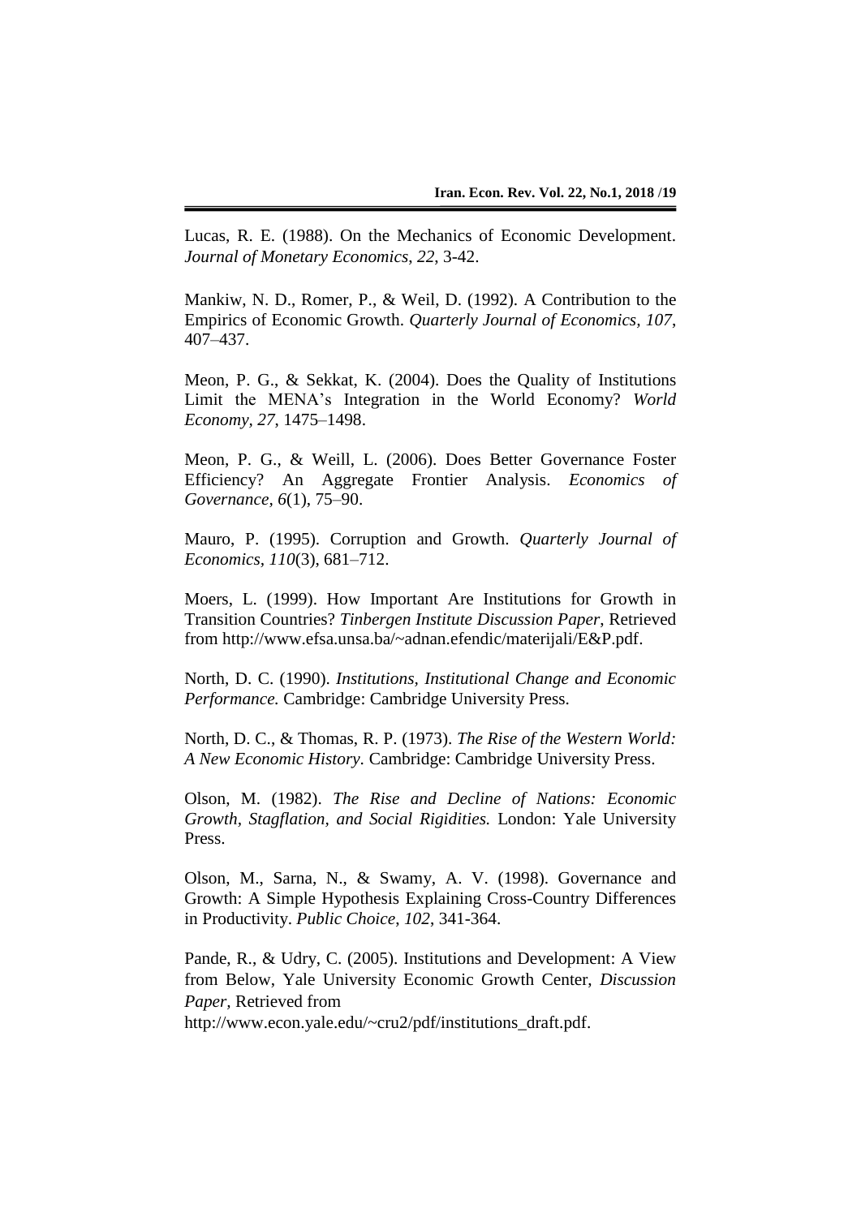Lucas, R. E. (1988). On the Mechanics of Economic Development. *Journal of Monetary Economics*, *22*, 3-42.

Mankiw, N. D., Romer, P., & Weil, D. (1992). A Contribution to the Empirics of Economic Growth. *Quarterly Journal of Economics, 107*, 407–437.

Meon, P. G., & Sekkat, K. (2004). Does the Quality of Institutions Limit the MENA's Integration in the World Economy? *World Economy*, *27*, 1475–1498.

Meon, P. G., & Weill, L. (2006). Does Better Governance Foster Efficiency? An Aggregate Frontier Analysis. *Economics of Governance, 6*(1), 75–90.

Mauro, P. (1995). Corruption and Growth. *Quarterly Journal of Economics*, *110*(3), 681–712.

Moers, L. (1999). How Important Are Institutions for Growth in Transition Countries? *Tinbergen Institute Discussion Paper*, Retrieved from http://www.efsa.unsa.ba/~adnan.efendic/materijali/E&P.pdf.

North, D. C. (1990). *Institutions, Institutional Change and Economic Performance.* Cambridge: Cambridge University Press.

North, D. C., & Thomas, R. P. (1973). *The Rise of the Western World: A New Economic History.* Cambridge: Cambridge University Press.

Olson, M. (1982). *The Rise and Decline of Nations: Economic Growth, Stagflation, and Social Rigidities.* London: Yale University Press.

Olson, M., Sarna, N., & Swamy, A. V. (1998). Governance and Growth: A Simple Hypothesis Explaining Cross-Country Differences in Productivity. *Public Choice*, *102*, 341-364.

Pande, R., & Udry, C. (2005). Institutions and Development: A View from Below, Yale University Economic Growth Center, *Discussion Paper*, Retrieved from http://www.econ.yale.edu/~cru2/pdf/institutions_draft.pdf.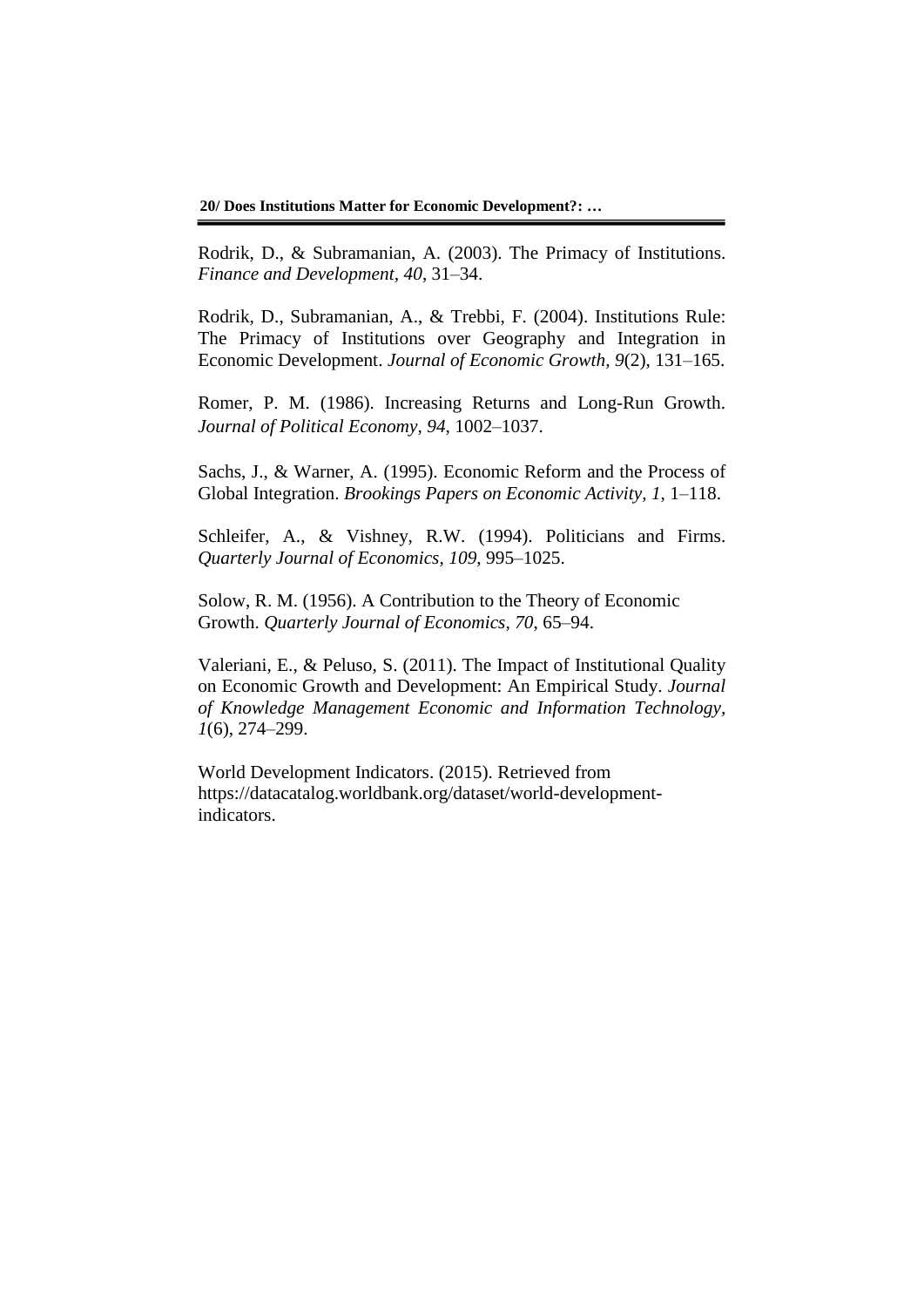Rodrik, D., & Subramanian, A. (2003). The Primacy of Institutions. *Finance and Development*, *40*, 31–34.

Rodrik, D., Subramanian, A., & Trebbi, F. (2004). Institutions Rule: The Primacy of Institutions over Geography and Integration in Economic Development. *Journal of Economic Growth*, *9*(2), 131–165.

Romer, P. M. (1986). Increasing Returns and Long-Run Growth. *Journal of Political Economy*, *94*, 1002–1037.

Sachs, J., & Warner, A. (1995). Economic Reform and the Process of Global Integration. *Brookings Papers on Economic Activity*, *1*, 1–118.

Schleifer, A., & Vishney, R.W. (1994). Politicians and Firms. *Quarterly Journal of Economics*, *109*, 995–1025.

Solow, R. M. (1956). A Contribution to the Theory of Economic Growth. *Quarterly Journal of Economics*, *70*, 65–94.

Valeriani, E., & Peluso, S. (2011). The Impact of Institutional Quality on Economic Growth and Development: An Empirical Study. *Journal of Knowledge Management Economic and Information Technology*, *1*(6), 274–299.

World Development Indicators. (2015). Retrieved from https://datacatalog.worldbank.org/dataset/world-development-indicators.